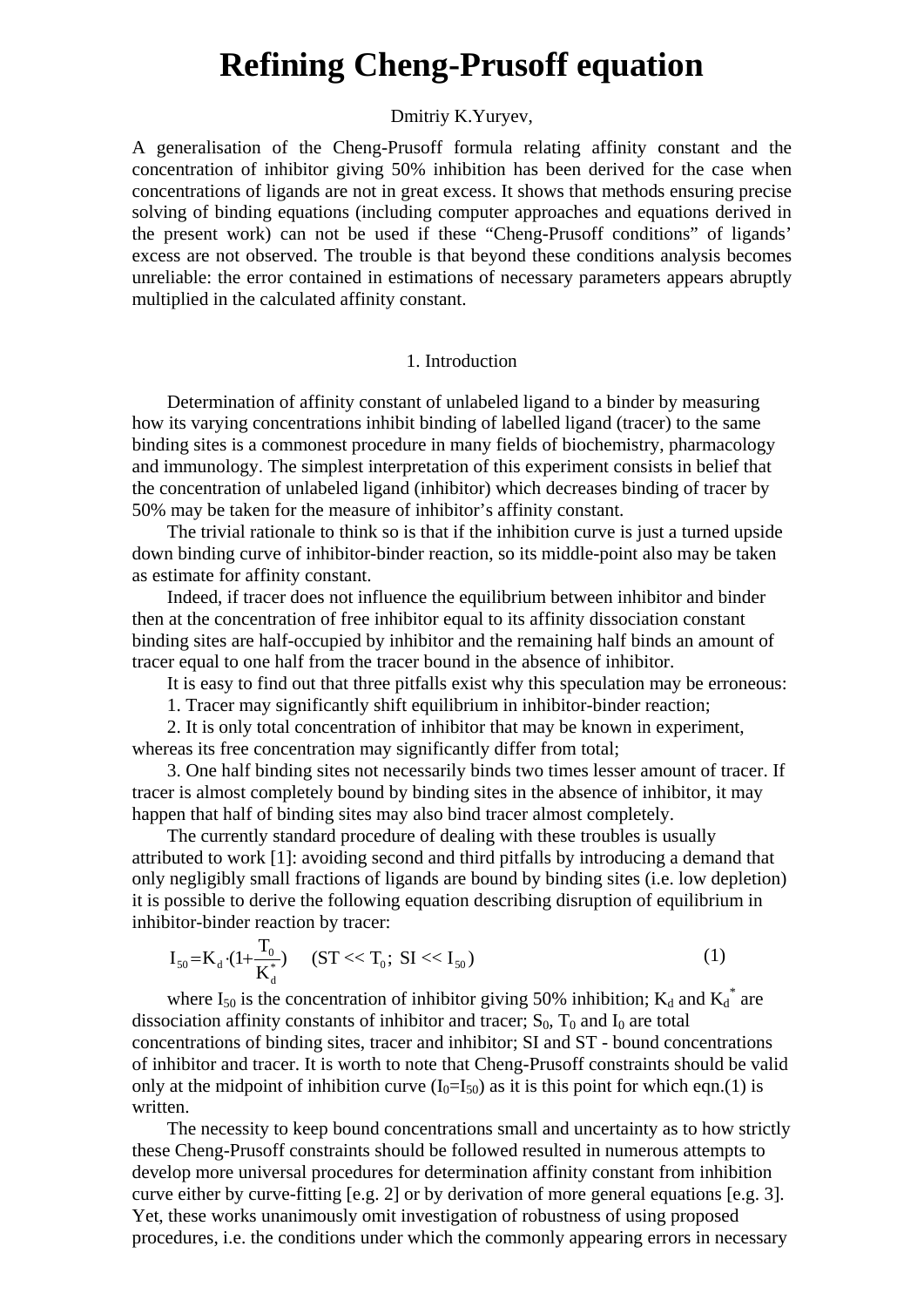# Refining Cheng-Prusoff equation

Dmitriy K.Yuryev,

A generalisation of the Cheng-Prusoff formula relating affinity constant and the concentration of inhibitor giving 50% inhibition has been derived for the case when concentrations of ligands are not in great excess. It shows that methods ensuring precise solving of binding equations (including computer approaches and equations derived in the present work) can not be used if these “Cheng-Prusoff conditions” of ligands’ excess are not observed. The trouble is that beyond these conditions analysis becomes unreliable: the error contained in estimations of necessary parameters appears abruptly multiplied in the calculated affinity constant.

## 1. Introduction

Determination of affinity constant of unlabeled ligand to a binder by measuring how its varying concentrations inhibit binding of labelled ligand (tracer) to the same binding sites is a commonest procedure in many fields of biochemistry, pharmacology and immunology. The simplest interpretation of this experiment consists in belief that the concentration of unlabeled ligand (inhibitor) which decreases binding of tracer by 50% may be taken for the measure of inhibitor’s affinity constant.

The trivial rationale to think so is that if the inhibition curve is just a turned upside down binding curve of inhibitor-binder reaction, so its middle-point also may be taken as estimate for affinity constant.

Indeed, if tracer does not influence the equilibrium between inhibitor and binder then at the concentration of free inhibitor equal to its affinity dissociation constant binding sites are half-occupied by inhibitor and the remaining half binds an amount of tracer equal to one half from the tracer bound in the absence of inhibitor.

It is easy to find out that three pitfalls exist why this speculation may be erroneous:

1. Tracer may significantly shift equilibrium in inhibitor-binder reaction;

2. It is only total concentration of inhibitor that may be known in experiment, whereas its free concentration may significantly differ from total;

3. One half binding sites not necessarily binds two times lesser amount of tracer. If tracer is almost completely bound by binding sites in the absence of inhibitor, it may happen that half of binding sites may also bind tracer almost completely.

The currently standard procedure of dealing with these troubles is usually attributed to work [1]: avoiding second and third pitfalls by introducing a demand that only negligibly small fractions of ligands are bound by binding sites (i.e. low depletion) it is possible to derive the following equation describing disruption of equilibrium in inhibitor-binder reaction by tracer:

$$I_{50} = K_d \cdot \left(1 + \frac{T_0}{K_d^*}\right) \quad (ST << T_0;\ SI << I_{50}) \tag{1}$$

where $I_{50}$ is the concentration of inhibitor giving 50% inhibition; $K_d$ and $K_d^*$ are dissociation affinity constants of inhibitor and tracer; $S_0$, $T_0$ and $I_0$ are total concentrations of binding sites, tracer and inhibitor; SI and ST - bound concentrations of inhibitor and tracer. It is worth to note that Cheng-Prusoff constraints should be valid only at the midpoint of inhibition curve ($I_0$=$I_{50}$) as it is this point for which eqn.(1) is written.

The necessity to keep bound concentrations small and uncertainty as to how strictly these Cheng-Prusoff constraints should be followed resulted in numerous attempts to develop more universal procedures for determination affinity constant from inhibition curve either by curve-fitting [e.g. 2] or by derivation of more general equations [e.g. 3]. Yet, these works unanimously omit investigation of robustness of using proposed procedures, i.e. the conditions under which the commonly appearing errors in necessary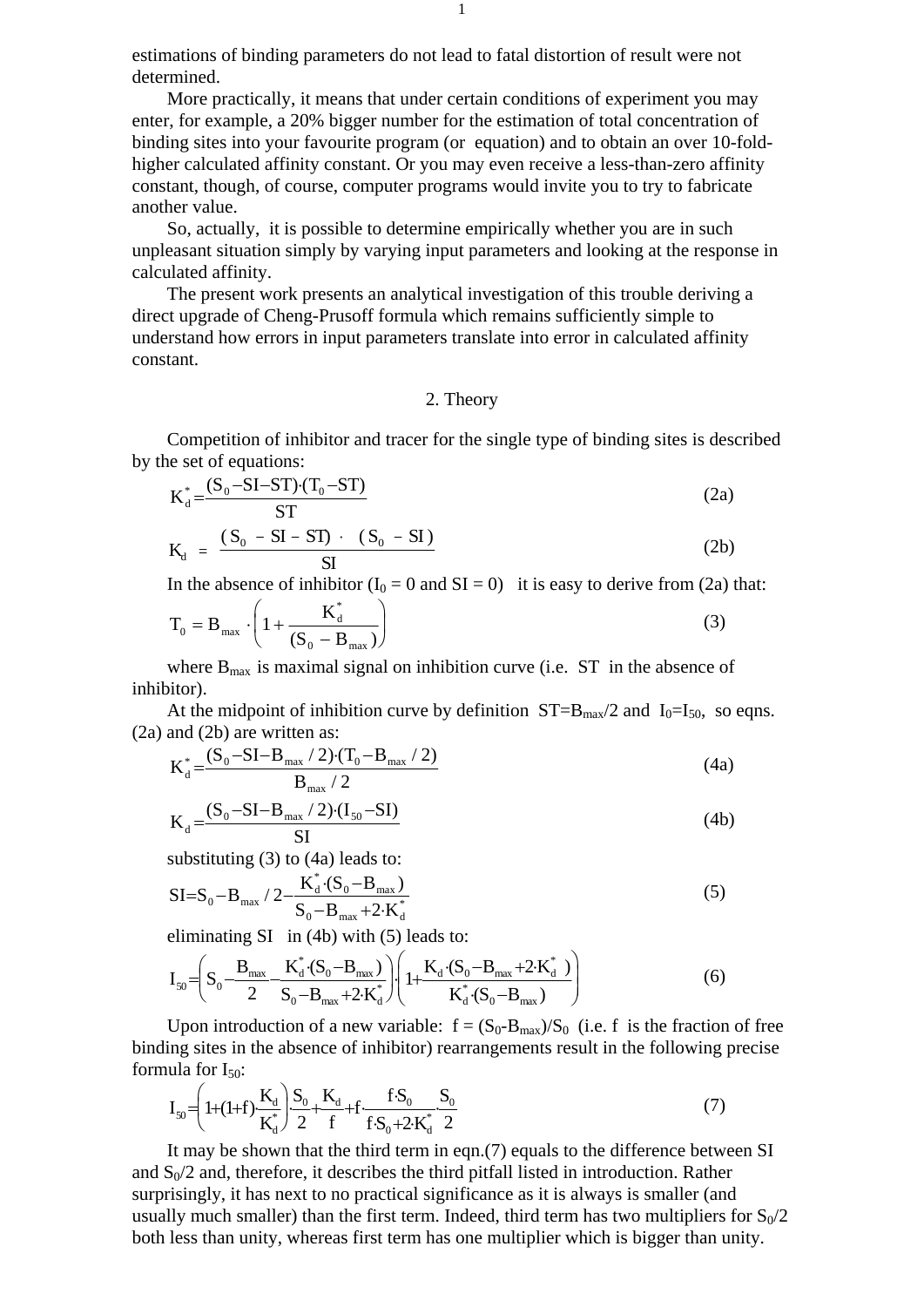estimations of binding parameters do not lead to fatal distortion of result were not determined.

More practically, it means that under certain conditions of experiment you may enter, for example, a 20% bigger number for the estimation of total concentration of binding sites into your favourite program (or equation) and to obtain an over 10-fold-higher calculated affinity constant. Or you may even receive a less-than-zero affinity constant, though, of course, computer programs would invite you to try to fabricate another value.

So, actually, it is possible to determine empirically whether you are in such unpleasant situation simply by varying input parameters and looking at the response in calculated affinity.

The present work presents an analytical investigation of this trouble deriving a direct upgrade of Cheng-Prusoff formula which remains sufficiently simple to understand how errors in input parameters translate into error in calculated affinity constant.

## 2. Theory

Competition of inhibitor and tracer for the single type of binding sites is described by the set of equations:

$$K_d^* = \frac{(S_0 - SI - ST)\cdot(T_0 - ST)}{ST} \tag{2a}$$

$$K_d = \frac{(S_0 - SI - ST)\cdot(S_0 - SI)}{SI} \tag{2b}$$

In the absence of inhibitor ($I_0 = 0$ and $SI = 0$) it is easy to derive from (2a) that:

$$T_0 = B_{max} \cdot \left(1 + \frac{K_d^*}{(S_0 - B_{max})}\right) \tag{3}$$

where $B_{max}$ is maximal signal on inhibition curve (i.e. $ST$ in the absence of inhibitor).

At the midpoint of inhibition curve by definition $ST = B_{max}/2$ and $I_0 = I_{50}$, so eqns. (2a) and (2b) are written as:

$$K_d^* = \frac{(S_0 - SI - B_{max}/2)\cdot(T_0 - B_{max}/2)}{B_{max}/2} \tag{4a}$$

$$K_d = \frac{(S_0 - SI - B_{max}/2)\cdot(I_{50} - SI)}{SI} \tag{4b}$$

substituting (3) to (4a) leads to:

$$SI = S_0 - B_{max}/2 - \frac{K_d^*\cdot(S_0 - B_{max})}{S_0 - B_{max} + 2\cdot K_d^*} \tag{5}$$

eliminating $SI$ in (4b) with (5) leads to:

$$I_{50} = \left(S_0 - \frac{B_{max}}{2} - \frac{K_d^*\cdot(S_0 - B_{max})}{S_0 - B_{max} + 2\cdot K_d^*}\right)\cdot\left(1 + \frac{K_d\cdot(S_0 - B_{max} + 2\cdot K_d^*)}{K_d^*\cdot(S_0 - B_{max})}\right) \tag{6}$$

Upon introduction of a new variable: $f = (S_0 - B_{max})/S_0$ (i.e. $f$ is the fraction of free binding sites in the absence of inhibitor) rearrangements result in the following precise formula for $I_{50}$:

$$I_{50} = \left(1 + (1+f)\cdot\frac{K_d}{K_d^*}\right)\cdot\frac{S_0}{2} + \frac{K_d}{f} + f\cdot\frac{f\cdot S_0}{f\cdot S_0 + 2\cdot K_d^*}\cdot\frac{S_0}{2} \tag{7}$$

It may be shown that the third term in eqn.(7) equals to the difference between SI and $S_0/2$ and, therefore, it describes the third pitfall listed in introduction. Rather surprisingly, it has next to no practical significance as it is always is smaller (and usually much smaller) than the first term. Indeed, third term has two multipliers for $S_0/2$ both less than unity, whereas first term has one multiplier which is bigger than unity.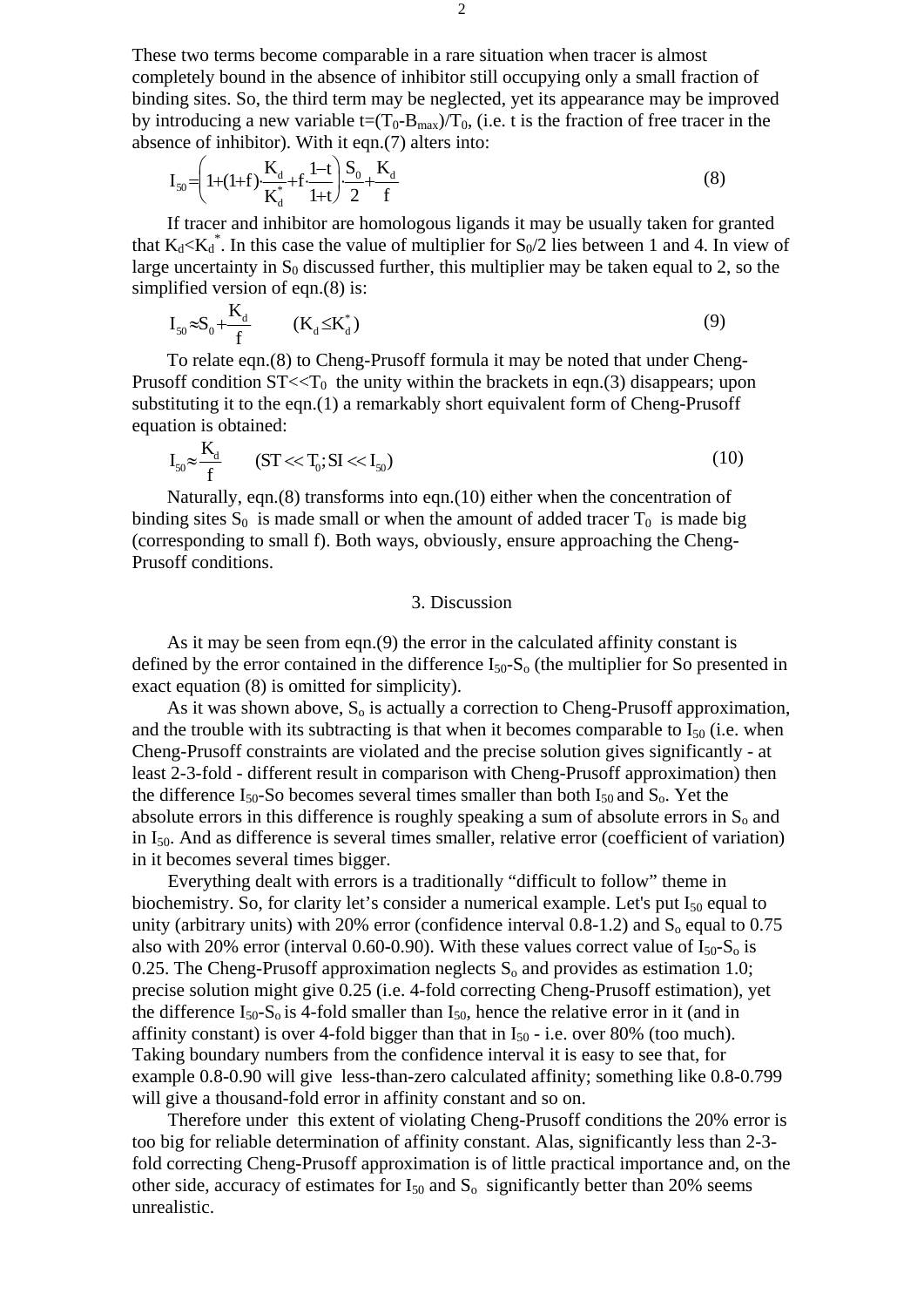These two terms become comparable in a rare situation when tracer is almost completely bound in the absence of inhibitor still occupying only a small fraction of binding sites. So, the third term may be neglected, yet its appearance may be improved by introducing a new variable $t=(T_0-B_{max})/T_0$, (i.e. t is the fraction of free tracer in the absence of inhibitor). With it eqn.(7) alters into:

$$I_{50}=\left(1+(1+f)\cdot\frac{K_d}{K_d^*}+f\cdot\frac{1-t}{1+t}\right)\cdot\frac{S_0}{2}+\frac{K_d}{f} \tag{8}$$

If tracer and inhibitor are homologous ligands it may be usually taken for granted that $K_d<K_d^*$. In this case the value of multiplier for $S_0/2$ lies between 1 and 4. In view of large uncertainty in $S_0$ discussed further, this multiplier may be taken equal to 2, so the simplified version of eqn.(8) is:

$$I_{50}\approx S_0+\frac{K_d}{f} \qquad (K_d\leq K_d^*) \tag{9}$$

To relate eqn.(8) to Cheng-Prusoff formula it may be noted that under Cheng-Prusoff condition $ST<<T_0$ the unity within the brackets in eqn.(3) disappears; upon substituting it to the eqn.(1) a remarkably short equivalent form of Cheng-Prusoff equation is obtained:

$$I_{50}\approx\frac{K_d}{f} \qquad (ST<<T_0; SI<<I_{50}) \tag{10}$$

Naturally, eqn.(8) transforms into eqn.(10) either when the concentration of binding sites $S_0$ is made small or when the amount of added tracer $T_0$ is made big (corresponding to small f). Both ways, obviously, ensure approaching the Cheng-Prusoff conditions.

## 3. Discussion

As it may be seen from eqn.(9) the error in the calculated affinity constant is defined by the error contained in the difference $I_{50}$-$S_o$ (the multiplier for So presented in exact equation (8) is omitted for simplicity).

As it was shown above, $S_o$ is actually a correction to Cheng-Prusoff approximation, and the trouble with its subtracting is that when it becomes comparable to $I_{50}$ (i.e. when Cheng-Prusoff constraints are violated and the precise solution gives significantly - at least 2-3-fold - different result in comparison with Cheng-Prusoff approximation) then the difference $I_{50}$-So becomes several times smaller than both $I_{50}$ and $S_o$. Yet the absolute errors in this difference is roughly speaking a sum of absolute errors in $S_o$ and in $I_{50}$. And as difference is several times smaller, relative error (coefficient of variation) in it becomes several times bigger.

Everything dealt with errors is a traditionally "difficult to follow" theme in biochemistry. So, for clarity let's consider a numerical example. Let's put $I_{50}$ equal to unity (arbitrary units) with 20% error (confidence interval 0.8-1.2) and $S_o$ equal to 0.75 also with 20% error (interval 0.60-0.90). With these values correct value of $I_{50}$-$S_o$ is 0.25. The Cheng-Prusoff approximation neglects $S_o$ and provides as estimation 1.0; precise solution might give 0.25 (i.e. 4-fold correcting Cheng-Prusoff estimation), yet the difference $I_{50}$-$S_o$ is 4-fold smaller than $I_{50}$, hence the relative error in it (and in affinity constant) is over 4-fold bigger than that in $I_{50}$ - i.e. over 80% (too much). Taking boundary numbers from the confidence interval it is easy to see that, for example 0.8-0.90 will give less-than-zero calculated affinity; something like 0.8-0.799 will give a thousand-fold error in affinity constant and so on.

Therefore under this extent of violating Cheng-Prusoff conditions the 20% error is too big for reliable determination of affinity constant. Alas, significantly less than 2-3-fold correcting Cheng-Prusoff approximation is of little practical importance and, on the other side, accuracy of estimates for $I_{50}$ and $S_o$ significantly better than 20% seems unrealistic.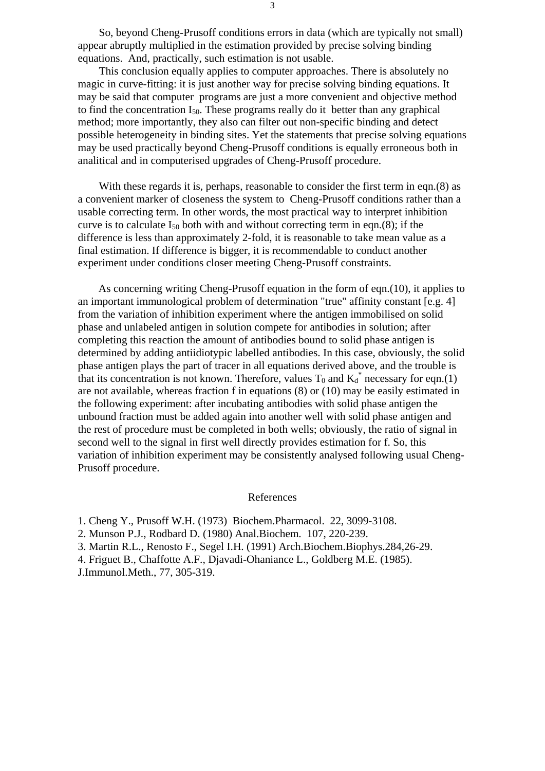So, beyond Cheng-Prusoff conditions errors in data (which are typically not small) appear abruptly multiplied in the estimation provided by precise solving binding equations. And, practically, such estimation is not usable.

This conclusion equally applies to computer approaches. There is absolutely no magic in curve-fitting: it is just another way for precise solving binding equations. It may be said that computer programs are just a more convenient and objective method to find the concentration $I_{50}$. These programs really do it better than any graphical method; more importantly, they also can filter out non-specific binding and detect possible heterogeneity in binding sites. Yet the statements that precise solving equations may be used practically beyond Cheng-Prusoff conditions is equally erroneous both in analitical and in computerised upgrades of Cheng-Prusoff procedure.

With these regards it is, perhaps, reasonable to consider the first term in eqn.(8) as a convenient marker of closeness the system to Cheng-Prusoff conditions rather than a usable correcting term. In other words, the most practical way to interpret inhibition curve is to calculate $I_{50}$ both with and without correcting term in eqn.(8); if the difference is less than approximately 2-fold, it is reasonable to take mean value as a final estimation. If difference is bigger, it is recommendable to conduct another experiment under conditions closer meeting Cheng-Prusoff constraints.

As concerning writing Cheng-Prusoff equation in the form of eqn.(10), it applies to an important immunological problem of determination "true" affinity constant [e.g. 4] from the variation of inhibition experiment where the antigen immobilised on solid phase and unlabeled antigen in solution compete for antibodies in solution; after completing this reaction the amount of antibodies bound to solid phase antigen is determined by adding antiidiotypic labelled antibodies. In this case, obviously, the solid phase antigen plays the part of tracer in all equations derived above, and the trouble is that its concentration is not known. Therefore, values $T_0$ and $K_d^*$ necessary for eqn.(1) are not available, whereas fraction f in equations (8) or (10) may be easily estimated in the following experiment: after incubating antibodies with solid phase antigen the unbound fraction must be added again into another well with solid phase antigen and the rest of procedure must be completed in both wells; obviously, the ratio of signal in second well to the signal in first well directly provides estimation for f. So, this variation of inhibition experiment may be consistently analysed following usual Cheng-Prusoff procedure.

## References

1. Cheng Y., Prusoff W.H. (1973) Biochem.Pharmacol. 22, 3099-3108.
2. Munson P.J., Rodbard D. (1980) Anal.Biochem. 107, 220-239.
3. Martin R.L., Renosto F., Segel I.H. (1991) Arch.Biochem.Biophys.284,26-29.
4. Friguet B., Chaffotte A.F., Djavadi-Ohaniance L., Goldberg M.E. (1985). J.Immunol.Meth., 77, 305-319.